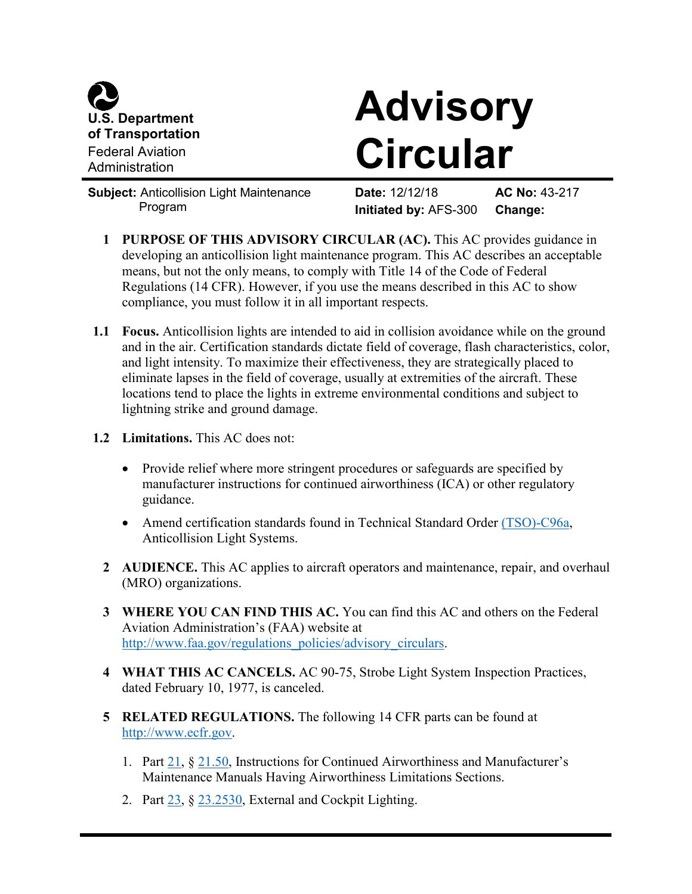U.S. Department of Transportation
Federal Aviation Administration

# Advisory Circular

**Subject:** Anticollision Light Maintenance Program

**Date:** 12/12/18

**Initiated by:** AFS-300

**AC No:** 43-217

**Change:**

**1 PURPOSE OF THIS ADVISORY CIRCULAR (AC).** This AC provides guidance in developing an anticollision light maintenance program. This AC describes an acceptable means, but not the only means, to comply with Title 14 of the Code of Federal Regulations (14 CFR). However, if you use the means described in this AC to show compliance, you must follow it in all important respects.

**1.1 Focus.** Anticollision lights are intended to aid in collision avoidance while on the ground and in the air. Certification standards dictate field of coverage, flash characteristics, color, and light intensity. To maximize their effectiveness, they are strategically placed to eliminate lapses in the field of coverage, usually at extremities of the aircraft. These locations tend to place the lights in extreme environmental conditions and subject to lightning strike and ground damage.

**1.2 Limitations.** This AC does not:

- Provide relief where more stringent procedures or safeguards are specified by manufacturer instructions for continued airworthiness (ICA) or other regulatory guidance.
- Amend certification standards found in Technical Standard Order (TSO)-C96a, Anticollision Light Systems.

**2 AUDIENCE.** This AC applies to aircraft operators and maintenance, repair, and overhaul (MRO) organizations.

**3 WHERE YOU CAN FIND THIS AC.** You can find this AC and others on the Federal Aviation Administration's (FAA) website at http://www.faa.gov/regulations_policies/advisory_circulars.

**4 WHAT THIS AC CANCELS.** AC 90-75, Strobe Light System Inspection Practices, dated February 10, 1977, is canceled.

**5 RELATED REGULATIONS.** The following 14 CFR parts can be found at http://www.ecfr.gov.

1. Part 21, § 21.50, Instructions for Continued Airworthiness and Manufacturer's Maintenance Manuals Having Airworthiness Limitations Sections.
2. Part 23, § 23.2530, External and Cockpit Lighting.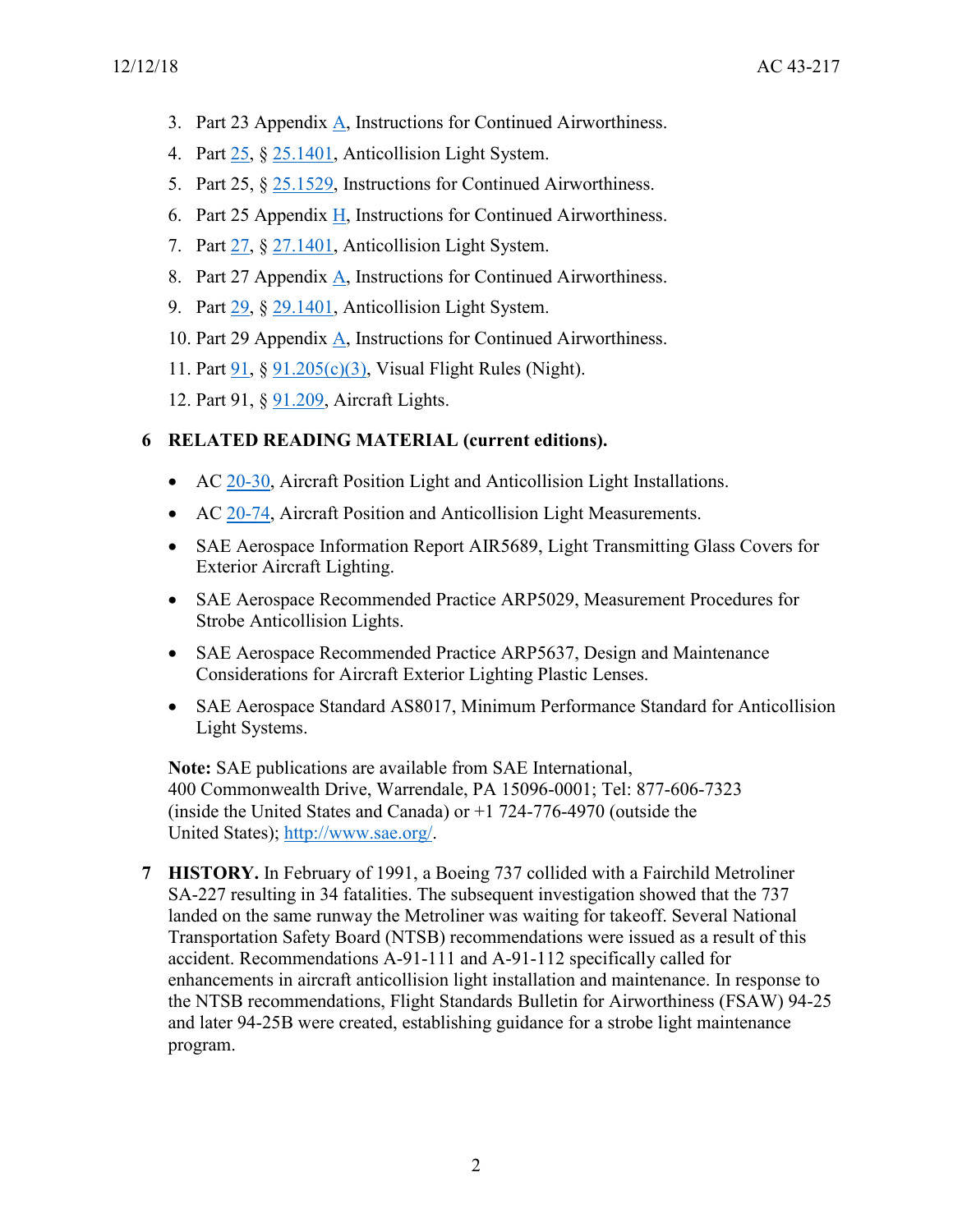3. Part 23 Appendix A, Instructions for Continued Airworthiness.
4. Part 25, § 25.1401, Anticollision Light System.
5. Part 25, § 25.1529, Instructions for Continued Airworthiness.
6. Part 25 Appendix H, Instructions for Continued Airworthiness.
7. Part 27, § 27.1401, Anticollision Light System.
8. Part 27 Appendix A, Instructions for Continued Airworthiness.
9. Part 29, § 29.1401, Anticollision Light System.
10. Part 29 Appendix A, Instructions for Continued Airworthiness.
11. Part 91, § 91.205(c)(3), Visual Flight Rules (Night).
12. Part 91, § 91.209, Aircraft Lights.

## 6 RELATED READING MATERIAL (current editions).

- AC 20-30, Aircraft Position Light and Anticollision Light Installations.
- AC 20-74, Aircraft Position and Anticollision Light Measurements.
- SAE Aerospace Information Report AIR5689, Light Transmitting Glass Covers for Exterior Aircraft Lighting.
- SAE Aerospace Recommended Practice ARP5029, Measurement Procedures for Strobe Anticollision Lights.
- SAE Aerospace Recommended Practice ARP5637, Design and Maintenance Considerations for Aircraft Exterior Lighting Plastic Lenses.
- SAE Aerospace Standard AS8017, Minimum Performance Standard for Anticollision Light Systems.

**Note:** SAE publications are available from SAE International, 400 Commonwealth Drive, Warrendale, PA 15096-0001; Tel: 877-606-7323 (inside the United States and Canada) or +1 724-776-4970 (outside the United States); http://www.sae.org/.

## 7 HISTORY.

In February of 1991, a Boeing 737 collided with a Fairchild Metroliner SA-227 resulting in 34 fatalities. The subsequent investigation showed that the 737 landed on the same runway the Metroliner was waiting for takeoff. Several National Transportation Safety Board (NTSB) recommendations were issued as a result of this accident. Recommendations A-91-111 and A-91-112 specifically called for enhancements in aircraft anticollision light installation and maintenance. In response to the NTSB recommendations, Flight Standards Bulletin for Airworthiness (FSAW) 94-25 and later 94-25B were created, establishing guidance for a strobe light maintenance program.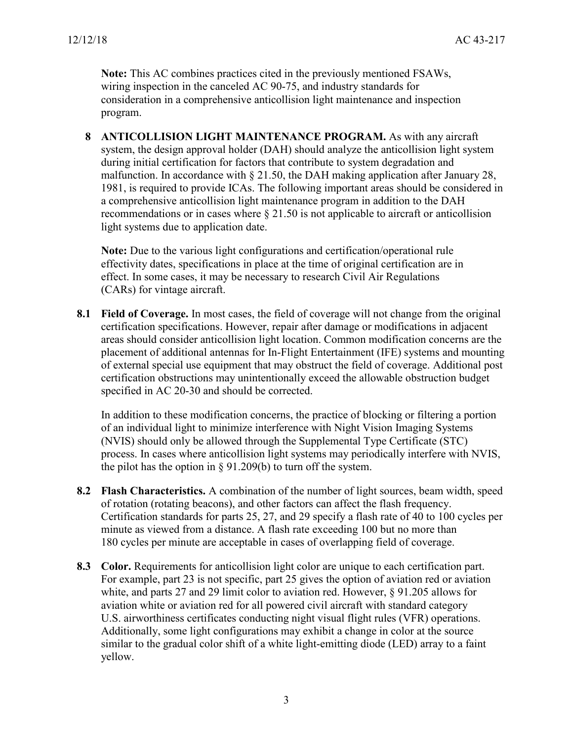**Note:** This AC combines practices cited in the previously mentioned FSAWs, wiring inspection in the canceled AC 90-75, and industry standards for consideration in a comprehensive anticollision light maintenance and inspection program.

## 8 ANTICOLLISION LIGHT MAINTENANCE PROGRAM.

As with any aircraft system, the design approval holder (DAH) should analyze the anticollision light system during initial certification for factors that contribute to system degradation and malfunction. In accordance with § 21.50, the DAH making application after January 28, 1981, is required to provide ICAs. The following important areas should be considered in a comprehensive anticollision light maintenance program in addition to the DAH recommendations or in cases where § 21.50 is not applicable to aircraft or anticollision light systems due to application date.

**Note:** Due to the various light configurations and certification/operational rule effectivity dates, specifications in place at the time of original certification are in effect. In some cases, it may be necessary to research Civil Air Regulations (CARs) for vintage aircraft.

### 8.1 Field of Coverage.

In most cases, the field of coverage will not change from the original certification specifications. However, repair after damage or modifications in adjacent areas should consider anticollision light location. Common modification concerns are the placement of additional antennas for In-Flight Entertainment (IFE) systems and mounting of external special use equipment that may obstruct the field of coverage. Additional post certification obstructions may unintentionally exceed the allowable obstruction budget specified in AC 20-30 and should be corrected.

In addition to these modification concerns, the practice of blocking or filtering a portion of an individual light to minimize interference with Night Vision Imaging Systems (NVIS) should only be allowed through the Supplemental Type Certificate (STC) process. In cases where anticollision light systems may periodically interfere with NVIS, the pilot has the option in § 91.209(b) to turn off the system.

### 8.2 Flash Characteristics.

A combination of the number of light sources, beam width, speed of rotation (rotating beacons), and other factors can affect the flash frequency. Certification standards for parts 25, 27, and 29 specify a flash rate of 40 to 100 cycles per minute as viewed from a distance. A flash rate exceeding 100 but no more than 180 cycles per minute are acceptable in cases of overlapping field of coverage.

### 8.3 Color.

Requirements for anticollision light color are unique to each certification part. For example, part 23 is not specific, part 25 gives the option of aviation red or aviation white, and parts 27 and 29 limit color to aviation red. However, § 91.205 allows for aviation white or aviation red for all powered civil aircraft with standard category U.S. airworthiness certificates conducting night visual flight rules (VFR) operations. Additionally, some light configurations may exhibit a change in color at the source similar to the gradual color shift of a white light-emitting diode (LED) array to a faint yellow.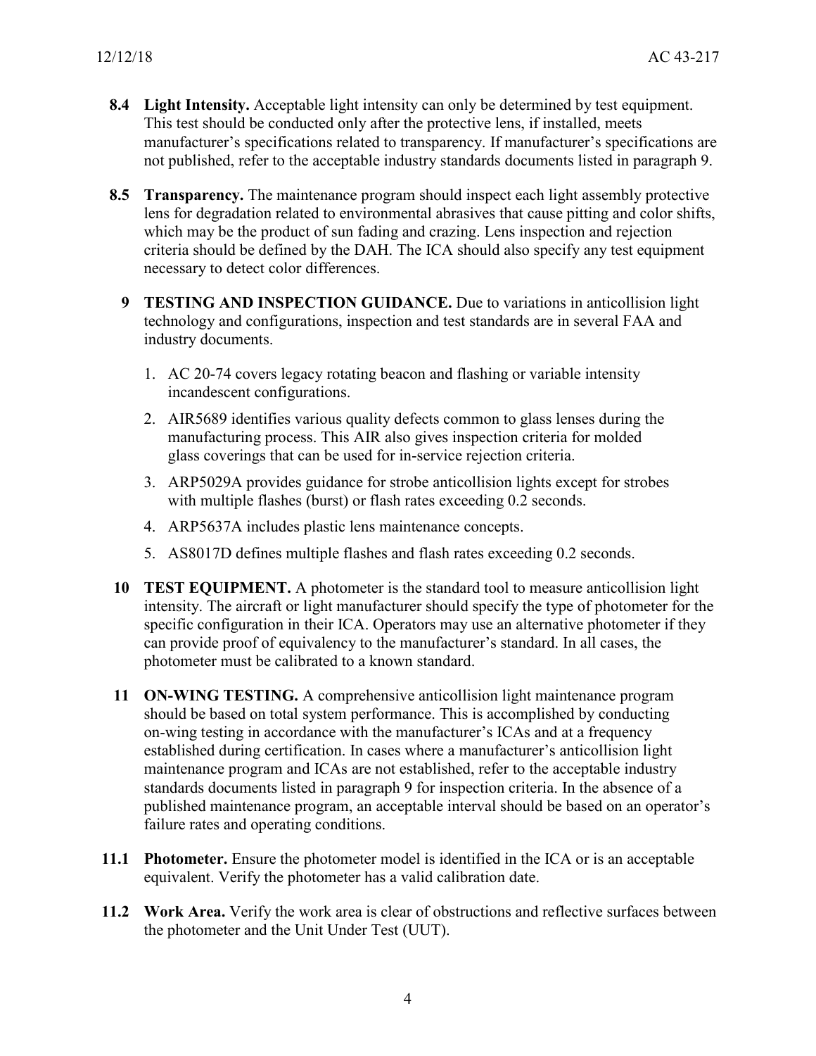**8.4 Light Intensity.** Acceptable light intensity can only be determined by test equipment. This test should be conducted only after the protective lens, if installed, meets manufacturer's specifications related to transparency. If manufacturer's specifications are not published, refer to the acceptable industry standards documents listed in paragraph 9.

**8.5 Transparency.** The maintenance program should inspect each light assembly protective lens for degradation related to environmental abrasives that cause pitting and color shifts, which may be the product of sun fading and crazing. Lens inspection and rejection criteria should be defined by the DAH. The ICA should also specify any test equipment necessary to detect color differences.

## 9 TESTING AND INSPECTION GUIDANCE.

**9 TESTING AND INSPECTION GUIDANCE.** Due to variations in anticollision light technology and configurations, inspection and test standards are in several FAA and industry documents.

1. AC 20-74 covers legacy rotating beacon and flashing or variable intensity incandescent configurations.
2. AIR5689 identifies various quality defects common to glass lenses during the manufacturing process. This AIR also gives inspection criteria for molded glass coverings that can be used for in-service rejection criteria.
3. ARP5029A provides guidance for strobe anticollision lights except for strobes with multiple flashes (burst) or flash rates exceeding 0.2 seconds.
4. ARP5637A includes plastic lens maintenance concepts.
5. AS8017D defines multiple flashes and flash rates exceeding 0.2 seconds.

**10 TEST EQUIPMENT.** A photometer is the standard tool to measure anticollision light intensity. The aircraft or light manufacturer should specify the type of photometer for the specific configuration in their ICA. Operators may use an alternative photometer if they can provide proof of equivalency to the manufacturer's standard. In all cases, the photometer must be calibrated to a known standard.

**11 ON-WING TESTING.** A comprehensive anticollision light maintenance program should be based on total system performance. This is accomplished by conducting on-wing testing in accordance with the manufacturer's ICAs and at a frequency established during certification. In cases where a manufacturer's anticollision light maintenance program and ICAs are not established, refer to the acceptable industry standards documents listed in paragraph 9 for inspection criteria. In the absence of a published maintenance program, an acceptable interval should be based on an operator's failure rates and operating conditions.

**11.1 Photometer.** Ensure the photometer model is identified in the ICA or is an acceptable equivalent. Verify the photometer has a valid calibration date.

**11.2 Work Area.** Verify the work area is clear of obstructions and reflective surfaces between the photometer and the Unit Under Test (UUT).

**8.4 Light Intensity.** Acceptable light intensity can only be determined by test equipment. This test should be conducted only after the protective lens, if installed, meets manufacturer's specifications related to transparency. If manufacturer's specifications are not published, refer to the acceptable industry standards documents listed in paragraph 9.

**8.5 Transparency.** The maintenance program should inspect each light assembly protective lens for degradation related to environmental abrasives that cause pitting and color shifts, which may be the product of sun fading and crazing. Lens inspection and rejection criteria should be defined by the DAH. The ICA should also specify any test equipment necessary to detect color differences.

**9 TESTING AND INSPECTION GUIDANCE.** Due to variations in anticollision light technology and configurations, inspection and test standards are in several FAA and industry documents.

1. AC 20-74 covers legacy rotating beacon and flashing or variable intensity incandescent configurations.
2. AIR5689 identifies various quality defects common to glass lenses during the manufacturing process. This AIR also gives inspection criteria for molded glass coverings that can be used for in-service rejection criteria.
3. ARP5029A provides guidance for strobe anticollision lights except for strobes with multiple flashes (burst) or flash rates exceeding 0.2 seconds.
4. ARP5637A includes plastic lens maintenance concepts.
5. AS8017D defines multiple flashes and flash rates exceeding 0.2 seconds.

**10 TEST EQUIPMENT.** A photometer is the standard tool to measure anticollision light intensity. The aircraft or light manufacturer should specify the type of photometer for the specific configuration in their ICA. Operators may use an alternative photometer if they can provide proof of equivalency to the manufacturer's standard. In all cases, the photometer must be calibrated to a known standard.

**11 ON-WING TESTING.** A comprehensive anticollision light maintenance program should be based on total system performance. This is accomplished by conducting on-wing testing in accordance with the manufacturer's ICAs and at a frequency established during certification. In cases where a manufacturer's anticollision light maintenance program and ICAs are not established, refer to the acceptable industry standards documents listed in paragraph 9 for inspection criteria. In the absence of a published maintenance program, an acceptable interval should be based on an operator's failure rates and operating conditions.

**11.1 Photometer.** Ensure the photometer model is identified in the ICA or is an acceptable equivalent. Verify the photometer has a valid calibration date.

**11.2 Work Area.** Verify the work area is clear of obstructions and reflective surfaces between the photometer and the Unit Under Test (UUT).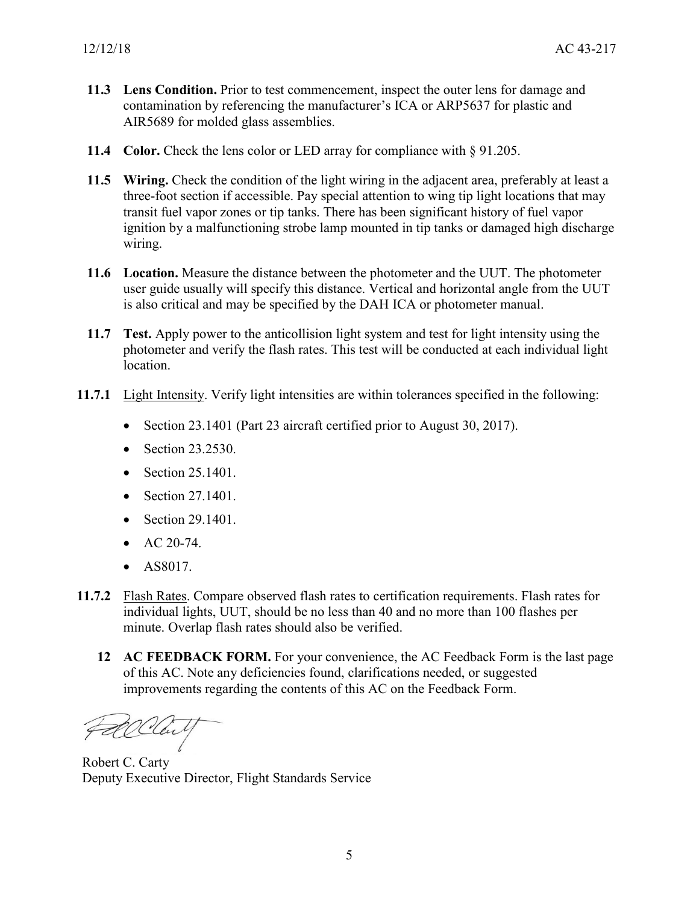**11.3 Lens Condition.** Prior to test commencement, inspect the outer lens for damage and contamination by referencing the manufacturer's ICA or ARP5637 for plastic and AIR5689 for molded glass assemblies.

**11.4 Color.** Check the lens color or LED array for compliance with § 91.205.

**11.5 Wiring.** Check the condition of the light wiring in the adjacent area, preferably at least a three-foot section if accessible. Pay special attention to wing tip light locations that may transit fuel vapor zones or tip tanks. There has been significant history of fuel vapor ignition by a malfunctioning strobe lamp mounted in tip tanks or damaged high discharge wiring.

**11.6 Location.** Measure the distance between the photometer and the UUT. The photometer user guide usually will specify this distance. Vertical and horizontal angle from the UUT is also critical and may be specified by the DAH ICA or photometer manual.

**11.7 Test.** Apply power to the anticollision light system and test for light intensity using the photometer and verify the flash rates. This test will be conducted at each individual light location.

**11.7.1** Light Intensity. Verify light intensities are within tolerances specified in the following:

- Section 23.1401 (Part 23 aircraft certified prior to August 30, 2017).
- Section 23.2530.
- Section 25.1401.
- Section 27.1401.
- Section 29.1401.
- AC 20-74.
- AS8017.

**11.7.2** Flash Rates. Compare observed flash rates to certification requirements. Flash rates for individual lights, UUT, should be no less than 40 and no more than 100 flashes per minute. Overlap flash rates should also be verified.

**12 AC FEEDBACK FORM.** For your convenience, the AC Feedback Form is the last page of this AC. Note any deficiencies found, clarifications needed, or suggested improvements regarding the contents of this AC on the Feedback Form.

Robert C. Carty
Deputy Executive Director, Flight Standards Service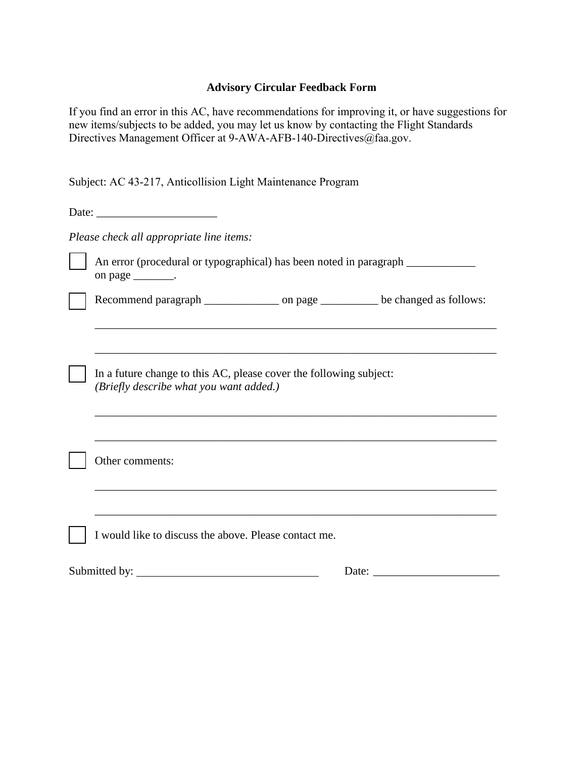## Advisory Circular Feedback Form

If you find an error in this AC, have recommendations for improving it, or have suggestions for new items/subjects to be added, you may let us know by contacting the Flight Standards Directives Management Officer at 9-AWA-AFB-140-Directives@faa.gov.

Subject: AC 43-217, Anticollision Light Maintenance Program

Date: _____________________

*Please check all appropriate line items:*

☐ An error (procedural or typographical) has been noted in paragraph ____________ on page _______.

☐ Recommend paragraph _____________ on page __________ be changed as follows:

________________________________________________________________________

________________________________________________________________________

☐ In a future change to this AC, please cover the following subject:
*(Briefly describe what you want added.)*

________________________________________________________________________

________________________________________________________________________

☐ Other comments:

________________________________________________________________________

________________________________________________________________________

☐ I would like to discuss the above. Please contact me.

Submitted by: ________________________________ Date: ______________________